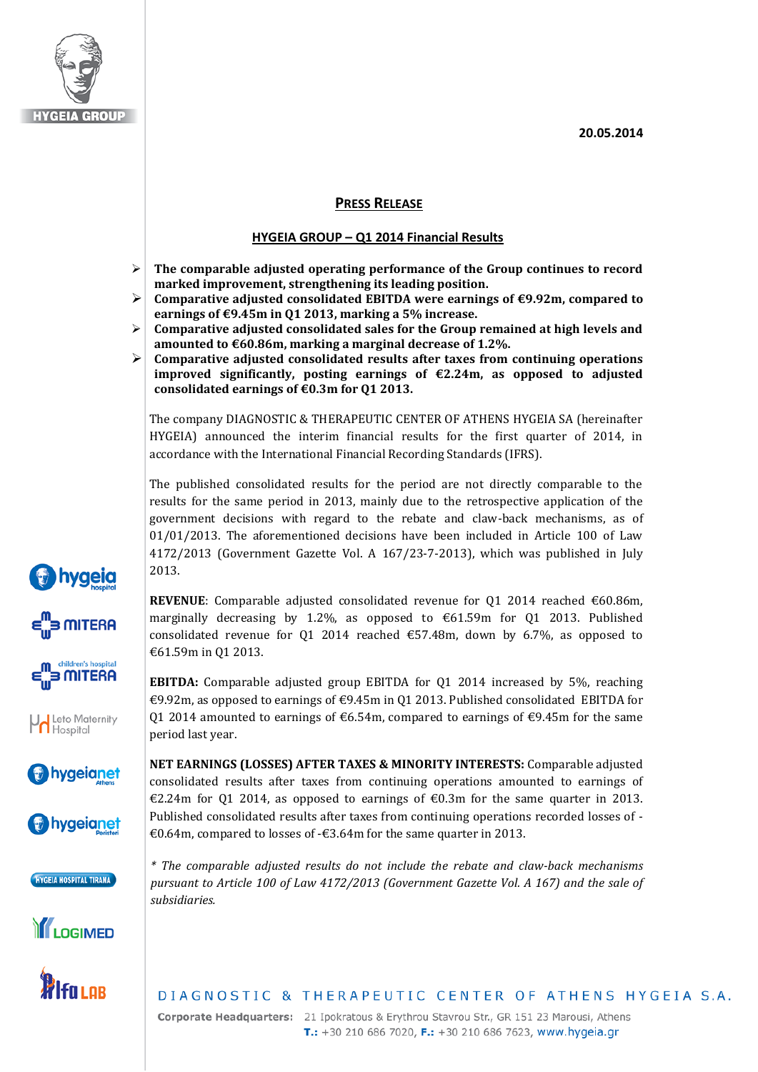20.05.2014

# PRESS RELEASE

## HYGEIA GROUP – Q1 2014 Financial Results

- **The comparable adjusted operating performance of the Group continues to record marked improvement, strengthening its leading position.**
- **Comparative adjusted consolidated EBITDA were earnings of €9.92m, compared to earnings of €9.45m in Q1 2013, marking a 5% increase.**
- **Comparative adjusted consolidated sales for the Group remained at high levels and amounted to €60.86m, marking a marginal decrease of 1.2%.**
- **Comparative adjusted consolidated results after taxes from continuing operations improved significantly, posting earnings of €2.24m, as opposed to adjusted consolidated earnings of €0.3m for Q1 2013.**

The company DIAGNOSTIC & THERAPEUTIC CENTER OF ATHENS HYGEIA SA (hereinafter HYGEIA) announced the interim financial results for the first quarter of 2014, in accordance with the International Financial Recording Standards (IFRS).

The published consolidated results for the period are not directly comparable to the results for the same period in 2013, mainly due to the retrospective application of the government decisions with regard to the rebate and claw-back mechanisms, as of 01/01/2013. The aforementioned decisions have been included in Article 100 of Law 4172/2013 (Government Gazette Vol. A 167/23-7-2013), which was published in July 2013.

**REVENUE**: Comparable adjusted consolidated revenue for Q1 2014 reached €60.86m, marginally decreasing by 1.2%, as opposed to €61.59m for Q1 2013. Published consolidated revenue for Q1 2014 reached €57.48m, down by 6.7%, as opposed to €61.59m in Q1 2013.

**EBITDA:** Comparable adjusted group EBITDA for Q1 2014 increased by 5%, reaching €9.92m, as opposed to earnings of €9.45m in Q1 2013. Published consolidated EBITDA for Q1 2014 amounted to earnings of €6.54m, compared to earnings of €9.45m for the same period last year.

**NET EARNINGS (LOSSES) AFTER TAXES & MINORITY INTERESTS:** Comparable adjusted consolidated results after taxes from continuing operations amounted to earnings of €2.24m for Q1 2014, as opposed to earnings of €0.3m for the same quarter in 2013. Published consolidated results after taxes from continuing operations recorded losses of -€0.64m, compared to losses of -€3.64m for the same quarter in 2013.

*\* The comparable adjusted results do not include the rebate and claw-back mechanisms pursuant to Article 100 of Law 4172/2013 (Government Gazette Vol. A 167) and the sale of subsidiaries.*

DIAGNOSTIC & THERAPEUTIC CENTER OF ATHENS HYGEIA S.A.

Corporate Headquarters: 21 Ipokratous & Erythrou Stavrou Str., GR 151 23 Marousi, Athens
T.: +30 210 686 7020, F.: +30 210 686 7623, www.hygeia.gr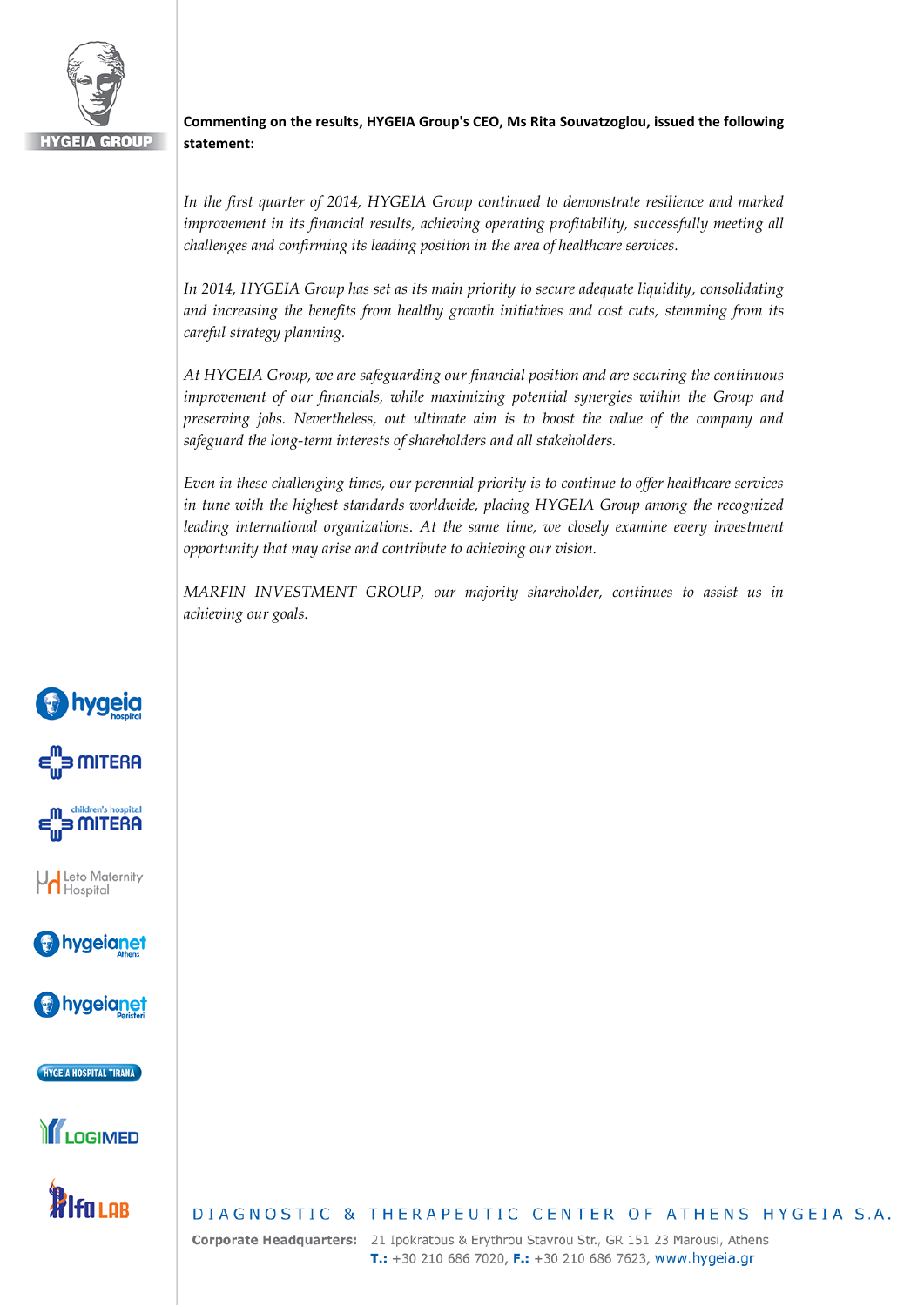**Commenting on the results, HYGEIA Group's CEO, Ms Rita Souvatzoglou, issued the following statement:**

*In the first quarter of 2014, HYGEIA Group continued to demonstrate resilience and marked improvement in its financial results, achieving operating profitability, successfully meeting all challenges and confirming its leading position in the area of healthcare services.*

*In 2014, HYGEIA Group has set as its main priority to secure adequate liquidity, consolidating and increasing the benefits from healthy growth initiatives and cost cuts, stemming from its careful strategy planning.*

*At HYGEIA Group, we are safeguarding our financial position and are securing the continuous improvement of our financials, while maximizing potential synergies within the Group and preserving jobs. Nevertheless, out ultimate aim is to boost the value of the company and safeguard the long-term interests of shareholders and all stakeholders.*

*Even in these challenging times, our perennial priority is to continue to offer healthcare services in tune with the highest standards worldwide, placing HYGEIA Group among the recognized leading international organizations. At the same time, we closely examine every investment opportunity that may arise and contribute to achieving our vision.*

*MARFIN INVESTMENT GROUP, our majority shareholder, continues to assist us in achieving our goals.*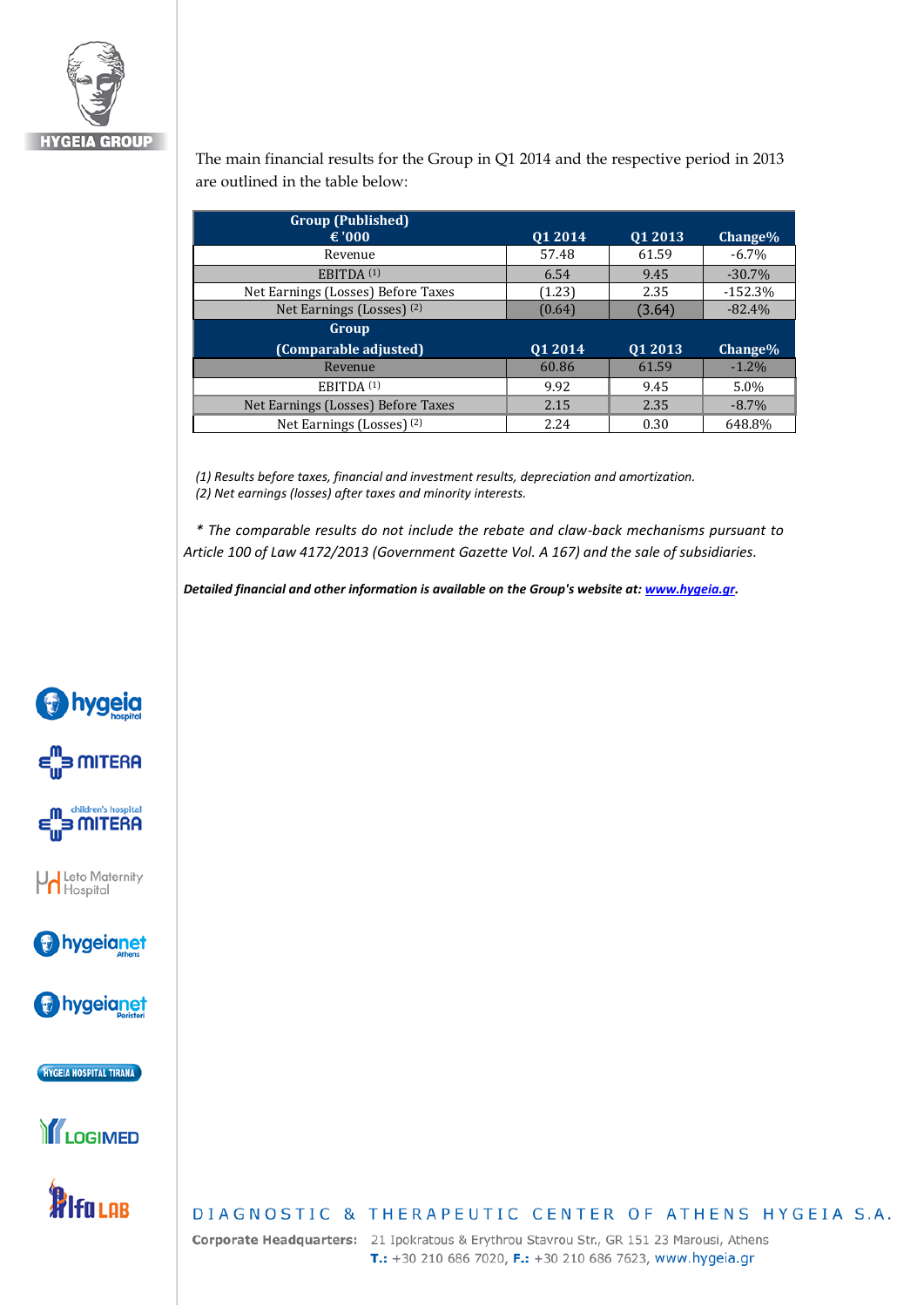The main financial results for the Group in Q1 2014 and the respective period in 2013 are outlined in the table below:

| Group (Published) € '000 | Q1 2014 | Q1 2013 | Change% |
|---|---|---|---|
| Revenue | 57.48 | 61.59 | -6.7% |
| EBITDA [1] | 6.54 | 9.45 | -30.7% |
| Net Earnings (Losses) Before Taxes | (1.23) | 2.35 | -152.3% |
| Net Earnings (Losses) [2] | (0.64) | (3.64) | -82.4% |
| **Group (Comparable adjusted)** | **Q1 2014** | **Q1 2013** | **Change%** |
| Revenue | 60.86 | 61.59 | -1.2% |
| EBITDA [1] | 9.92 | 9.45 | 5.0% |
| Net Earnings (Losses) Before Taxes | 2.15 | 2.35 | -8.7% |
| Net Earnings (Losses) [2] | 2.24 | 0.30 | 648.8% |

*(1) Results before taxes, financial and investment results, depreciation and amortization.*
*(2) Net earnings (losses) after taxes and minority interests.*

*\* The comparable results do not include the rebate and claw-back mechanisms pursuant to Article 100 of Law 4172/2013 (Government Gazette Vol. A 167) and the sale of subsidiaries.*

***Detailed financial and other information is available on the Group's website at: [www.hygeia.gr](http://www.hygeia.gr).***

DIAGNOSTIC & THERAPEUTIC CENTER OF ATHENS HYGEIA S.A.

**Corporate Headquarters:** 21 Ipokratous & Erythrou Stavrou Str., GR 151 23 Marousi, Athens
**T.:** +30 210 686 7020, **F.:** +30 210 686 7623, www.hygeia.gr